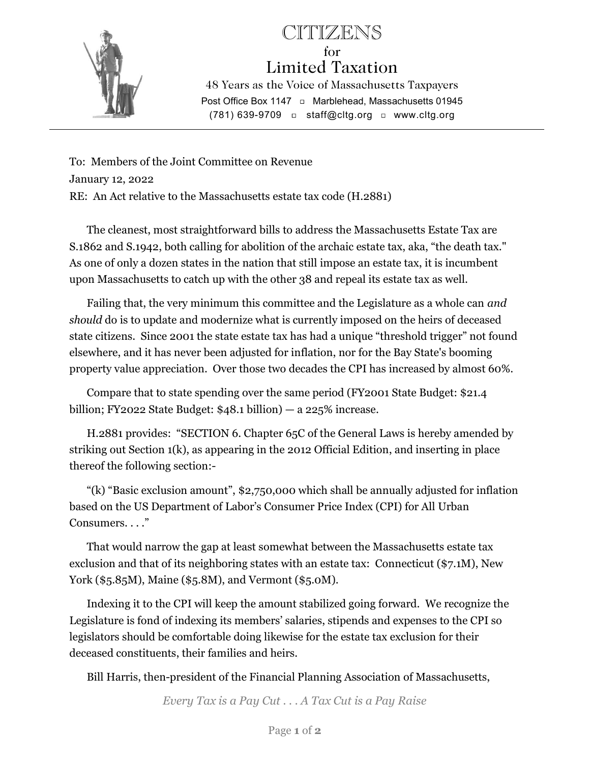# CITIZENS for Limited Taxation

48 Years as the Voice of Massachusetts Taxpayers

Post Office Box 1147 ▫ Marblehead, Massachusetts 01945

(781) 639-9709 ▫ staff@cltg.org ▫ www.cltg.org

---

To: Members of the Joint Committee on Revenue

January 12, 2022

RE: An Act relative to the Massachusetts estate tax code (H.2881)

The cleanest, most straightforward bills to address the Massachusetts Estate Tax are S.1862 and S.1942, both calling for abolition of the archaic estate tax, aka, "the death tax." As one of only a dozen states in the nation that still impose an estate tax, it is incumbent upon Massachusetts to catch up with the other 38 and repeal its estate tax as well.

Failing that, the very minimum this committee and the Legislature as a whole can *and should* do is to update and modernize what is currently imposed on the heirs of deceased state citizens. Since 2001 the state estate tax has had a unique "threshold trigger" not found elsewhere, and it has never been adjusted for inflation, nor for the Bay State's booming property value appreciation. Over those two decades the CPI has increased by almost 60%.

Compare that to state spending over the same period (FY2001 State Budget: $21.4 billion; FY2022 State Budget: $48.1 billion) — a 225% increase.

H.2881 provides: "SECTION 6. Chapter 65C of the General Laws is hereby amended by striking out Section 1(k), as appearing in the 2012 Official Edition, and inserting in place thereof the following section:-

"(k) "Basic exclusion amount", $2,750,000 which shall be annually adjusted for inflation based on the US Department of Labor's Consumer Price Index (CPI) for All Urban Consumers. . . ."

That would narrow the gap at least somewhat between the Massachusetts estate tax exclusion and that of its neighboring states with an estate tax: Connecticut ($7.1M), New York ($5.85M), Maine ($5.8M), and Vermont ($5.0M).

Indexing it to the CPI will keep the amount stabilized going forward. We recognize the Legislature is fond of indexing its members' salaries, stipends and expenses to the CPI so legislators should be comfortable doing likewise for the estate tax exclusion for their deceased constituents, their families and heirs.

Bill Harris, then-president of the Financial Planning Association of Massachusetts,

*Every Tax is a Pay Cut . . . A Tax Cut is a Pay Raise*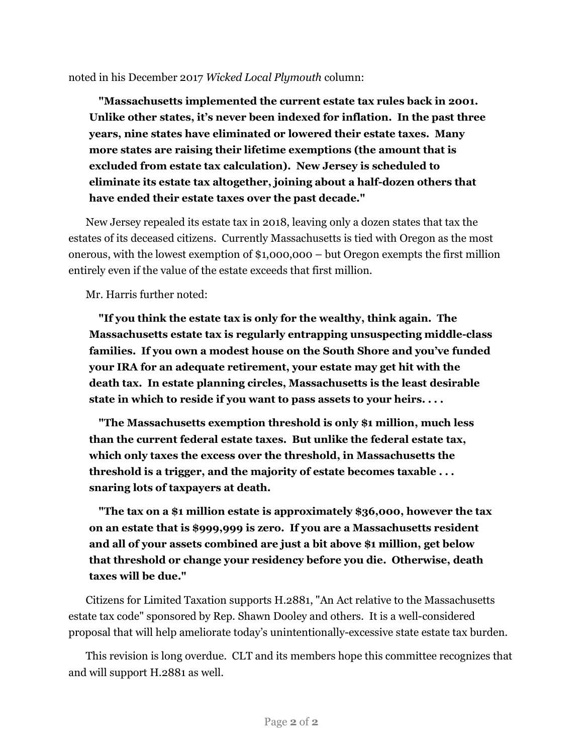noted in his December 2017 *Wicked Local Plymouth* column:

> **"Massachusetts implemented the current estate tax rules back in 2001. Unlike other states, it's never been indexed for inflation. In the past three years, nine states have eliminated or lowered their estate taxes. Many more states are raising their lifetime exemptions (the amount that is excluded from estate tax calculation). New Jersey is scheduled to eliminate its estate tax altogether, joining about a half-dozen others that have ended their estate taxes over the past decade."**

New Jersey repealed its estate tax in 2018, leaving only a dozen states that tax the estates of its deceased citizens. Currently Massachusetts is tied with Oregon as the most onerous, with the lowest exemption of $1,000,000 – but Oregon exempts the first million entirely even if the value of the estate exceeds that first million.

Mr. Harris further noted:

> **"If you think the estate tax is only for the wealthy, think again. The Massachusetts estate tax is regularly entrapping unsuspecting middle-class families. If you own a modest house on the South Shore and you've funded your IRA for an adequate retirement, your estate may get hit with the death tax. In estate planning circles, Massachusetts is the least desirable state in which to reside if you want to pass assets to your heirs. . . .**
>
> **"The Massachusetts exemption threshold is only $1 million, much less than the current federal estate taxes. But unlike the federal estate tax, which only taxes the excess over the threshold, in Massachusetts the threshold is a trigger, and the majority of estate becomes taxable . . . snaring lots of taxpayers at death.**
>
> **"The tax on a $1 million estate is approximately $36,000, however the tax on an estate that is $999,999 is zero. If you are a Massachusetts resident and all of your assets combined are just a bit above $1 million, get below that threshold or change your residency before you die. Otherwise, death taxes will be due."**

Citizens for Limited Taxation supports H.2881, "An Act relative to the Massachusetts estate tax code" sponsored by Rep. Shawn Dooley and others. It is a well-considered proposal that will help ameliorate today's unintentionally-excessive state estate tax burden.

This revision is long overdue. CLT and its members hope this committee recognizes that and will support H.2881 as well.